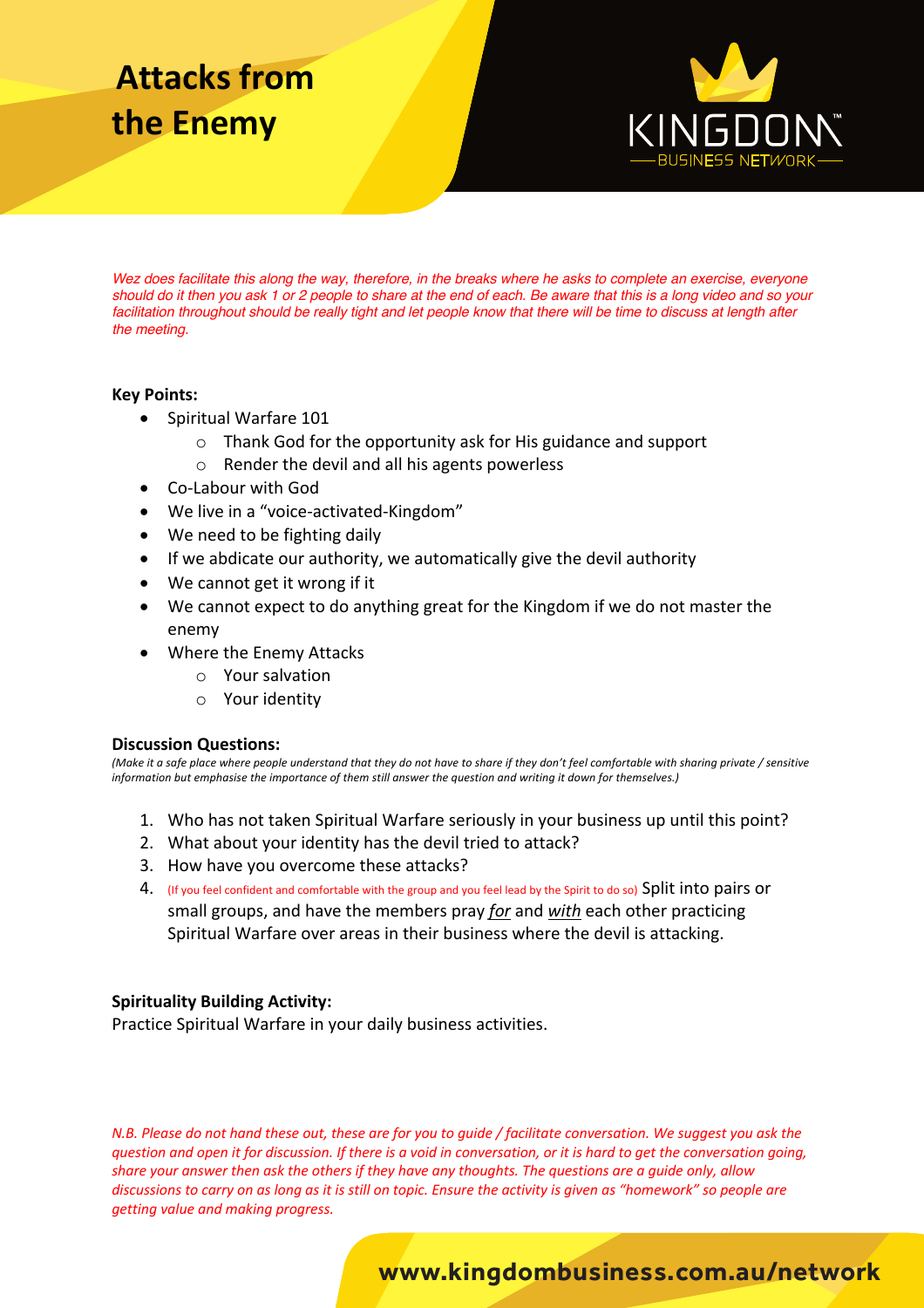# Attacks from the Enemy

KINGDOM™ BUSINESS NETWORK

*Wez does facilitate this along the way, therefore, in the breaks where he asks to complete an exercise, everyone should do it then you ask 1 or 2 people to share at the end of each. Be aware that this is a long video and so your facilitation throughout should be really tight and let people know that there will be time to discuss at length after the meeting.*

**Key Points:**

- Spiritual Warfare 101
  - Thank God for the opportunity ask for His guidance and support
  - Render the devil and all his agents powerless
- Co-Labour with God
- We live in a "voice-activated-Kingdom"
- We need to be fighting daily
- If we abdicate our authority, we automatically give the devil authority
- We cannot get it wrong if it
- We cannot expect to do anything great for the Kingdom if we do not master the enemy
- Where the Enemy Attacks
  - Your salvation
  - Your identity

**Discussion Questions:**

*(Make it a safe place where people understand that they do not have to share if they don't feel comfortable with sharing private / sensitive information but emphasise the importance of them still answer the question and writing it down for themselves.)*

1. Who has not taken Spiritual Warfare seriously in your business up until this point?
2. What about your identity has the devil tried to attack?
3. How have you overcome these attacks?
4. (If you feel confident and comfortable with the group and you feel lead by the Spirit to do so) Split into pairs or small groups, and have the members pray ***for*** and ***with*** each other practicing Spiritual Warfare over areas in their business where the devil is attacking.

**Spirituality Building Activity:**

Practice Spiritual Warfare in your daily business activities.

*N.B. Please do not hand these out, these are for you to guide / facilitate conversation. We suggest you ask the question and open it for discussion. If there is a void in conversation, or it is hard to get the conversation going, share your answer then ask the others if they have any thoughts. The questions are a guide only, allow discussions to carry on as long as it is still on topic. Ensure the activity is given as "homework" so people are getting value and making progress.*

**www.kingdombusiness.com.au/network**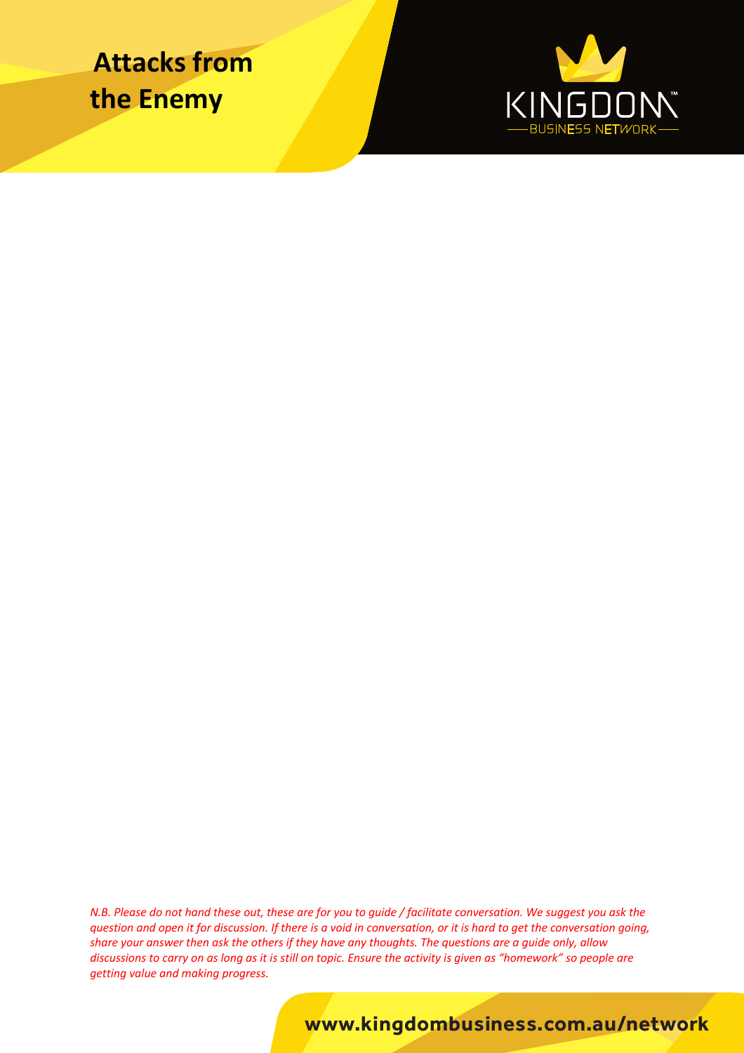# Attacks from the Enemy

*N.B. Please do not hand these out, these are for you to guide / facilitate conversation. We suggest you ask the question and open it for discussion. If there is a void in conversation, or it is hard to get the conversation going, share your answer then ask the others if they have any thoughts. The questions are a guide only, allow discussions to carry on as long as it is still on topic. Ensure the activity is given as "homework" so people are getting value and making progress.*

**www.kingdombusiness.com.au/network**